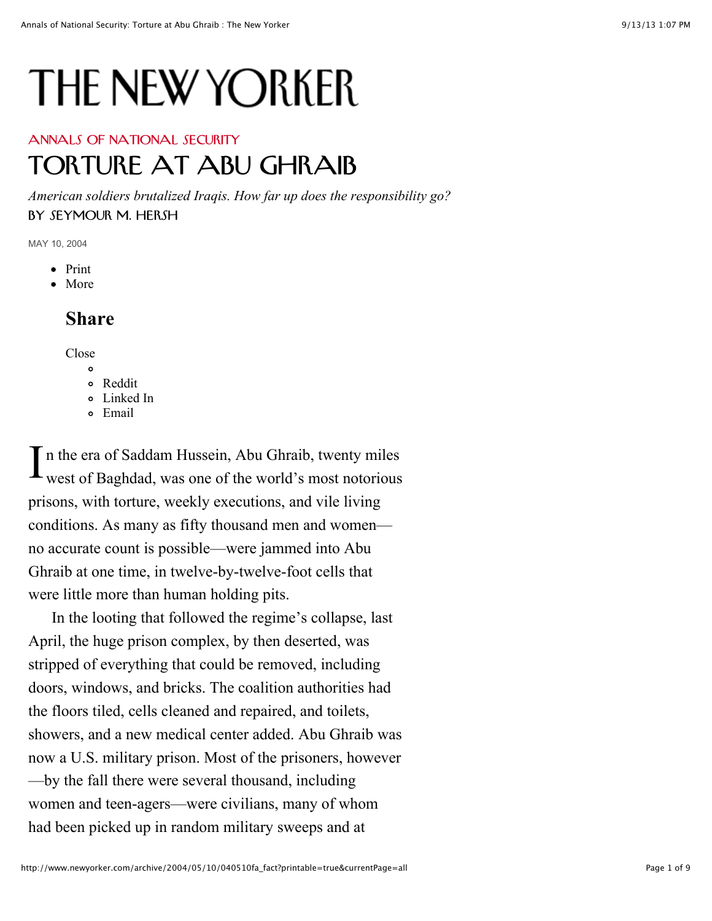# THE NEW YORKER

ANNALS OF NATIONAL SECURITY

## TORTURE AT ABU GHRAIB

*American soldiers brutalized Iraqis. How far up does the responsibility go?*

BY SEYMOUR M. HERSH

MAY 10, 2004

- Print
- More

### Share

Close

- 
- Reddit
- Linked In
- Email

In the era of Saddam Hussein, Abu Ghraib, twenty miles west of Baghdad, was one of the world's most notorious prisons, with torture, weekly executions, and vile living conditions. As many as fifty thousand men and women—no accurate count is possible—were jammed into Abu Ghraib at one time, in twelve-by-twelve-foot cells that were little more than human holding pits.

In the looting that followed the regime's collapse, last April, the huge prison complex, by then deserted, was stripped of everything that could be removed, including doors, windows, and bricks. The coalition authorities had the floors tiled, cells cleaned and repaired, and toilets, showers, and a new medical center added. Abu Ghraib was now a U.S. military prison. Most of the prisoners, however—by the fall there were several thousand, including women and teen-agers—were civilians, many of whom had been picked up in random military sweeps and at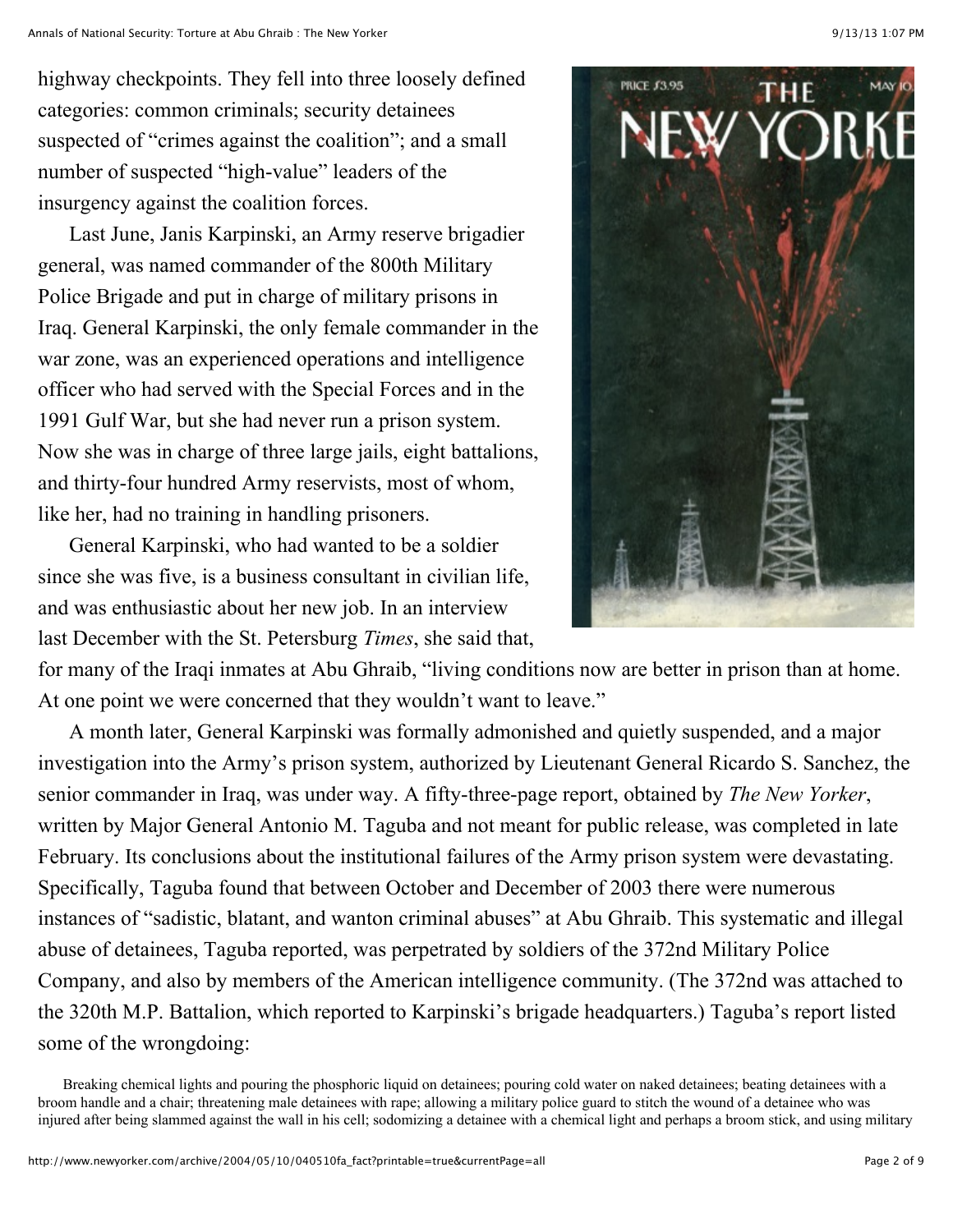highway checkpoints. They fell into three loosely defined categories: common criminals; security detainees suspected of "crimes against the coalition"; and a small number of suspected "high-value" leaders of the insurgency against the coalition forces.

Last June, Janis Karpinski, an Army reserve brigadier general, was named commander of the 800th Military Police Brigade and put in charge of military prisons in Iraq. General Karpinski, the only female commander in the war zone, was an experienced operations and intelligence officer who had served with the Special Forces and in the 1991 Gulf War, but she had never run a prison system. Now she was in charge of three large jails, eight battalions, and thirty-four hundred Army reservists, most of whom, like her, had no training in handling prisoners.

General Karpinski, who had wanted to be a soldier since she was five, is a business consultant in civilian life, and was enthusiastic about her new job. In an interview last December with the St. Petersburg *Times*, she said that, for many of the Iraqi inmates at Abu Ghraib, "living conditions now are better in prison than at home. At one point we were concerned that they wouldn't want to leave."

A month later, General Karpinski was formally admonished and quietly suspended, and a major investigation into the Army's prison system, authorized by Lieutenant General Ricardo S. Sanchez, the senior commander in Iraq, was under way. A fifty-three-page report, obtained by *The New Yorker*, written by Major General Antonio M. Taguba and not meant for public release, was completed in late February. Its conclusions about the institutional failures of the Army prison system were devastating. Specifically, Taguba found that between October and December of 2003 there were numerous instances of "sadistic, blatant, and wanton criminal abuses" at Abu Ghraib. This systematic and illegal abuse of detainees, Taguba reported, was perpetrated by soldiers of the 372nd Military Police Company, and also by members of the American intelligence community. (The 372nd was attached to the 320th M.P. Battalion, which reported to Karpinski's brigade headquarters.) Taguba's report listed some of the wrongdoing:

> Breaking chemical lights and pouring the phosphoric liquid on detainees; pouring cold water on naked detainees; beating detainees with a broom handle and a chair; threatening male detainees with rape; allowing a military police guard to stitch the wound of a detainee who was injured after being slammed against the wall in his cell; sodomizing a detainee with a chemical light and perhaps a broom stick, and using military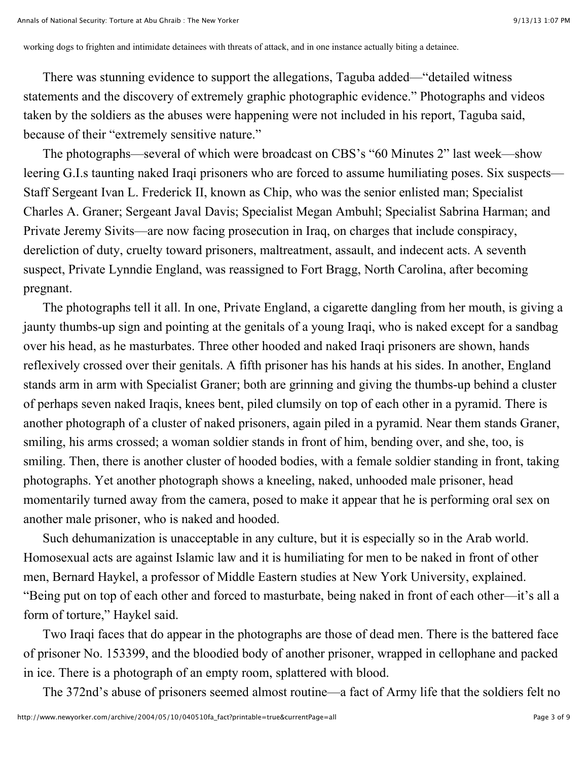working dogs to frighten and intimidate detainees with threats of attack, and in one instance actually biting a detainee.

There was stunning evidence to support the allegations, Taguba added—"detailed witness statements and the discovery of extremely graphic photographic evidence." Photographs and videos taken by the soldiers as the abuses were happening were not included in his report, Taguba said, because of their "extremely sensitive nature."

The photographs—several of which were broadcast on CBS's "60 Minutes 2" last week—show leering G.I.s taunting naked Iraqi prisoners who are forced to assume humiliating poses. Six suspects—Staff Sergeant Ivan L. Frederick II, known as Chip, who was the senior enlisted man; Specialist Charles A. Graner; Sergeant Javal Davis; Specialist Megan Ambuhl; Specialist Sabrina Harman; and Private Jeremy Sivits—are now facing prosecution in Iraq, on charges that include conspiracy, dereliction of duty, cruelty toward prisoners, maltreatment, assault, and indecent acts. A seventh suspect, Private Lynndie England, was reassigned to Fort Bragg, North Carolina, after becoming pregnant.

The photographs tell it all. In one, Private England, a cigarette dangling from her mouth, is giving a jaunty thumbs-up sign and pointing at the genitals of a young Iraqi, who is naked except for a sandbag over his head, as he masturbates. Three other hooded and naked Iraqi prisoners are shown, hands reflexively crossed over their genitals. A fifth prisoner has his hands at his sides. In another, England stands arm in arm with Specialist Graner; both are grinning and giving the thumbs-up behind a cluster of perhaps seven naked Iraqis, knees bent, piled clumsily on top of each other in a pyramid. There is another photograph of a cluster of naked prisoners, again piled in a pyramid. Near them stands Graner, smiling, his arms crossed; a woman soldier stands in front of him, bending over, and she, too, is smiling. Then, there is another cluster of hooded bodies, with a female soldier standing in front, taking photographs. Yet another photograph shows a kneeling, naked, unhooded male prisoner, head momentarily turned away from the camera, posed to make it appear that he is performing oral sex on another male prisoner, who is naked and hooded.

Such dehumanization is unacceptable in any culture, but it is especially so in the Arab world. Homosexual acts are against Islamic law and it is humiliating for men to be naked in front of other men, Bernard Haykel, a professor of Middle Eastern studies at New York University, explained. "Being put on top of each other and forced to masturbate, being naked in front of each other—it's all a form of torture," Haykel said.

Two Iraqi faces that do appear in the photographs are those of dead men. There is the battered face of prisoner No. 153399, and the bloodied body of another prisoner, wrapped in cellophane and packed in ice. There is a photograph of an empty room, splattered with blood.

The 372nd's abuse of prisoners seemed almost routine—a fact of Army life that the soldiers felt no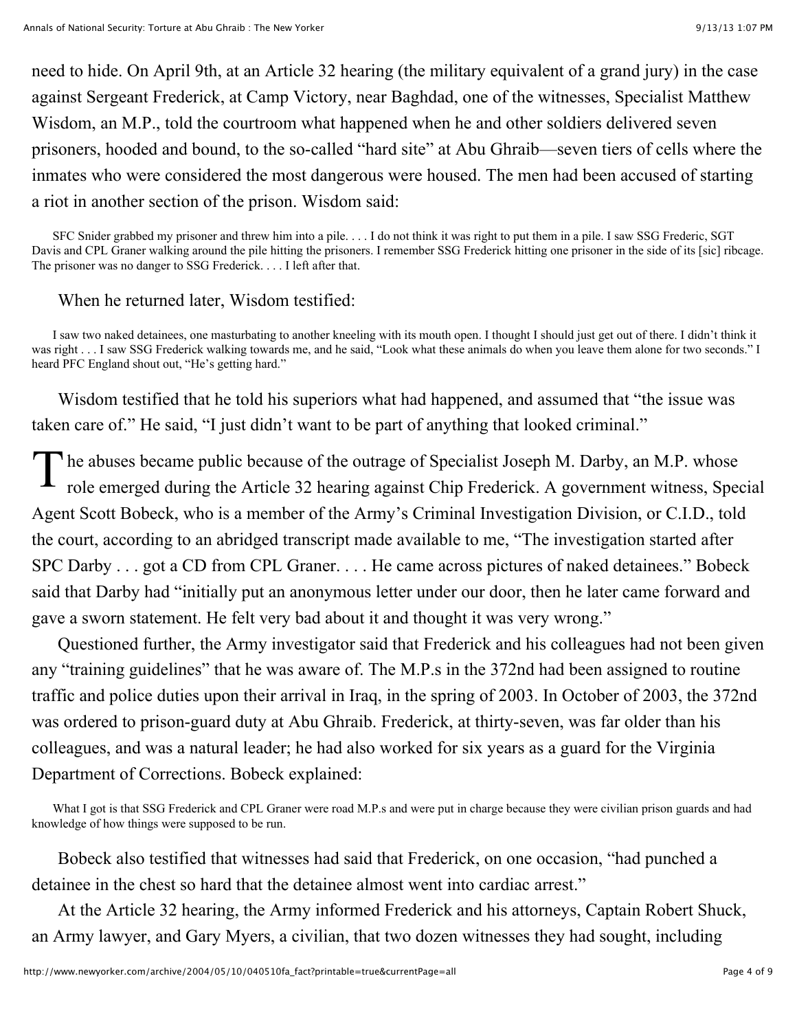need to hide. On April 9th, at an Article 32 hearing (the military equivalent of a grand jury) in the case against Sergeant Frederick, at Camp Victory, near Baghdad, one of the witnesses, Specialist Matthew Wisdom, an M.P., told the courtroom what happened when he and other soldiers delivered seven prisoners, hooded and bound, to the so-called "hard site" at Abu Ghraib—seven tiers of cells where the inmates who were considered the most dangerous were housed. The men had been accused of starting a riot in another section of the prison. Wisdom said:

> SFC Snider grabbed my prisoner and threw him into a pile. . . . I do not think it was right to put them in a pile. I saw SSG Frederic, SGT Davis and CPL Graner walking around the pile hitting the prisoners. I remember SSG Frederick hitting one prisoner in the side of its [sic] ribcage. The prisoner was no danger to SSG Frederick. . . . I left after that.

When he returned later, Wisdom testified:

> I saw two naked detainees, one masturbating to another kneeling with its mouth open. I thought I should just get out of there. I didn't think it was right . . . I saw SSG Frederick walking towards me, and he said, "Look what these animals do when you leave them alone for two seconds." I heard PFC England shout out, "He's getting hard."

Wisdom testified that he told his superiors what had happened, and assumed that "the issue was taken care of." He said, "I just didn't want to be part of anything that looked criminal."

The abuses became public because of the outrage of Specialist Joseph M. Darby, an M.P. whose role emerged during the Article 32 hearing against Chip Frederick. A government witness, Special Agent Scott Bobeck, who is a member of the Army's Criminal Investigation Division, or C.I.D., told the court, according to an abridged transcript made available to me, "The investigation started after SPC Darby . . . got a CD from CPL Graner. . . . He came across pictures of naked detainees." Bobeck said that Darby had "initially put an anonymous letter under our door, then he later came forward and gave a sworn statement. He felt very bad about it and thought it was very wrong."

Questioned further, the Army investigator said that Frederick and his colleagues had not been given any "training guidelines" that he was aware of. The M.P.s in the 372nd had been assigned to routine traffic and police duties upon their arrival in Iraq, in the spring of 2003. In October of 2003, the 372nd was ordered to prison-guard duty at Abu Ghraib. Frederick, at thirty-seven, was far older than his colleagues, and was a natural leader; he had also worked for six years as a guard for the Virginia Department of Corrections. Bobeck explained:

> What I got is that SSG Frederick and CPL Graner were road M.P.s and were put in charge because they were civilian prison guards and had knowledge of how things were supposed to be run.

Bobeck also testified that witnesses had said that Frederick, on one occasion, "had punched a detainee in the chest so hard that the detainee almost went into cardiac arrest."

At the Article 32 hearing, the Army informed Frederick and his attorneys, Captain Robert Shuck, an Army lawyer, and Gary Myers, a civilian, that two dozen witnesses they had sought, including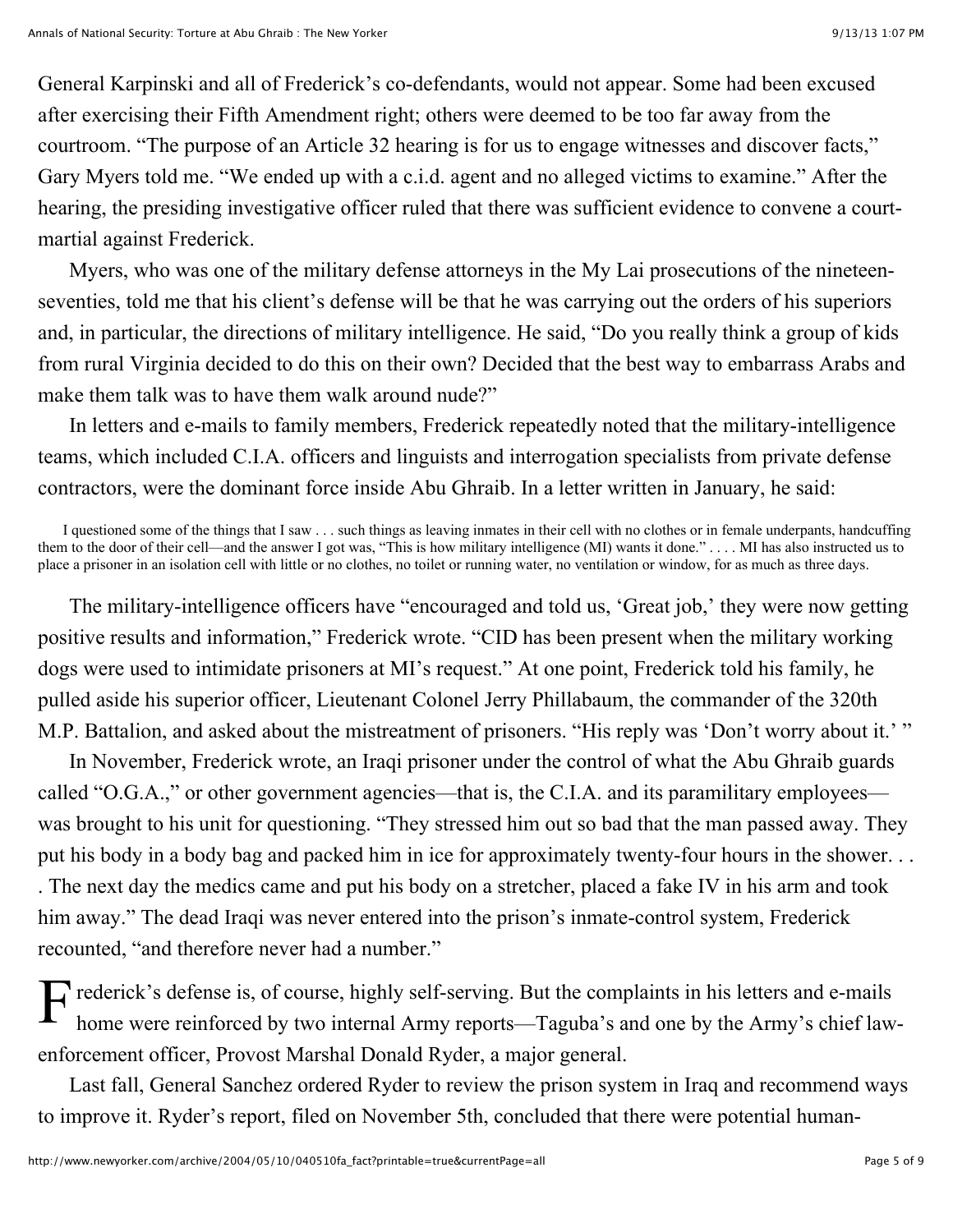General Karpinski and all of Frederick's co-defendants, would not appear. Some had been excused after exercising their Fifth Amendment right; others were deemed to be too far away from the courtroom. "The purpose of an Article 32 hearing is for us to engage witnesses and discover facts," Gary Myers told me. "We ended up with a c.i.d. agent and no alleged victims to examine." After the hearing, the presiding investigative officer ruled that there was sufficient evidence to convene a court-martial against Frederick.

Myers, who was one of the military defense attorneys in the My Lai prosecutions of the nineteen-seventies, told me that his client's defense will be that he was carrying out the orders of his superiors and, in particular, the directions of military intelligence. He said, "Do you really think a group of kids from rural Virginia decided to do this on their own? Decided that the best way to embarrass Arabs and make them talk was to have them walk around nude?"

In letters and e-mails to family members, Frederick repeatedly noted that the military-intelligence teams, which included C.I.A. officers and linguists and interrogation specialists from private defense contractors, were the dominant force inside Abu Ghraib. In a letter written in January, he said:

> I questioned some of the things that I saw . . . such things as leaving inmates in their cell with no clothes or in female underpants, handcuffing them to the door of their cell—and the answer I got was, "This is how military intelligence (MI) wants it done." . . . . MI has also instructed us to place a prisoner in an isolation cell with little or no clothes, no toilet or running water, no ventilation or window, for as much as three days.

The military-intelligence officers have "encouraged and told us, 'Great job,' they were now getting positive results and information," Frederick wrote. "CID has been present when the military working dogs were used to intimidate prisoners at MI's request." At one point, Frederick told his family, he pulled aside his superior officer, Lieutenant Colonel Jerry Phillabaum, the commander of the 320th M.P. Battalion, and asked about the mistreatment of prisoners. "His reply was 'Don't worry about it.' "

In November, Frederick wrote, an Iraqi prisoner under the control of what the Abu Ghraib guards called "O.G.A.," or other government agencies—that is, the C.I.A. and its paramilitary employees—was brought to his unit for questioning. "They stressed him out so bad that the man passed away. They put his body in a body bag and packed him in ice for approximately twenty-four hours in the shower. . . . The next day the medics came and put his body on a stretcher, placed a fake IV in his arm and took him away." The dead Iraqi was never entered into the prison's inmate-control system, Frederick recounted, "and therefore never had a number."

Frederick's defense is, of course, highly self-serving. But the complaints in his letters and e-mails home were reinforced by two internal Army reports—Taguba's and one by the Army's chief law-enforcement officer, Provost Marshal Donald Ryder, a major general.

Last fall, General Sanchez ordered Ryder to review the prison system in Iraq and recommend ways to improve it. Ryder's report, filed on November 5th, concluded that there were potential human-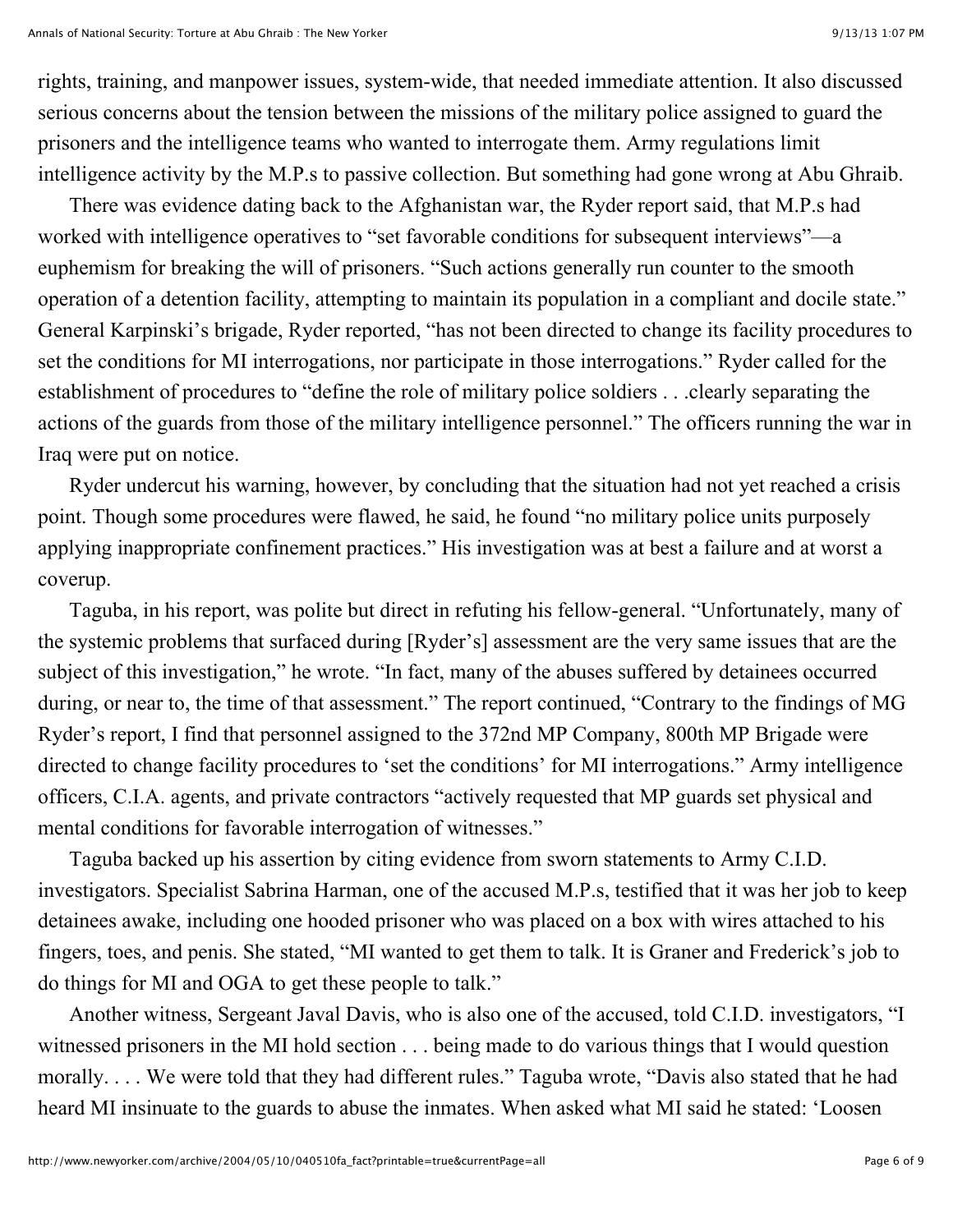rights, training, and manpower issues, system-wide, that needed immediate attention. It also discussed serious concerns about the tension between the missions of the military police assigned to guard the prisoners and the intelligence teams who wanted to interrogate them. Army regulations limit intelligence activity by the M.P.s to passive collection. But something had gone wrong at Abu Ghraib.

There was evidence dating back to the Afghanistan war, the Ryder report said, that M.P.s had worked with intelligence operatives to "set favorable conditions for subsequent interviews"—a euphemism for breaking the will of prisoners. "Such actions generally run counter to the smooth operation of a detention facility, attempting to maintain its population in a compliant and docile state." General Karpinski's brigade, Ryder reported, "has not been directed to change its facility procedures to set the conditions for MI interrogations, nor participate in those interrogations." Ryder called for the establishment of procedures to "define the role of military police soldiers . . .clearly separating the actions of the guards from those of the military intelligence personnel." The officers running the war in Iraq were put on notice.

Ryder undercut his warning, however, by concluding that the situation had not yet reached a crisis point. Though some procedures were flawed, he said, he found "no military police units purposely applying inappropriate confinement practices." His investigation was at best a failure and at worst a coverup.

Taguba, in his report, was polite but direct in refuting his fellow-general. "Unfortunately, many of the systemic problems that surfaced during [Ryder's] assessment are the very same issues that are the subject of this investigation," he wrote. "In fact, many of the abuses suffered by detainees occurred during, or near to, the time of that assessment." The report continued, "Contrary to the findings of MG Ryder's report, I find that personnel assigned to the 372nd MP Company, 800th MP Brigade were directed to change facility procedures to 'set the conditions' for MI interrogations." Army intelligence officers, C.I.A. agents, and private contractors "actively requested that MP guards set physical and mental conditions for favorable interrogation of witnesses."

Taguba backed up his assertion by citing evidence from sworn statements to Army C.I.D. investigators. Specialist Sabrina Harman, one of the accused M.P.s, testified that it was her job to keep detainees awake, including one hooded prisoner who was placed on a box with wires attached to his fingers, toes, and penis. She stated, "MI wanted to get them to talk. It is Graner and Frederick's job to do things for MI and OGA to get these people to talk."

Another witness, Sergeant Javal Davis, who is also one of the accused, told C.I.D. investigators, "I witnessed prisoners in the MI hold section . . . being made to do various things that I would question morally. . . . We were told that they had different rules." Taguba wrote, "Davis also stated that he had heard MI insinuate to the guards to abuse the inmates. When asked what MI said he stated: 'Loosen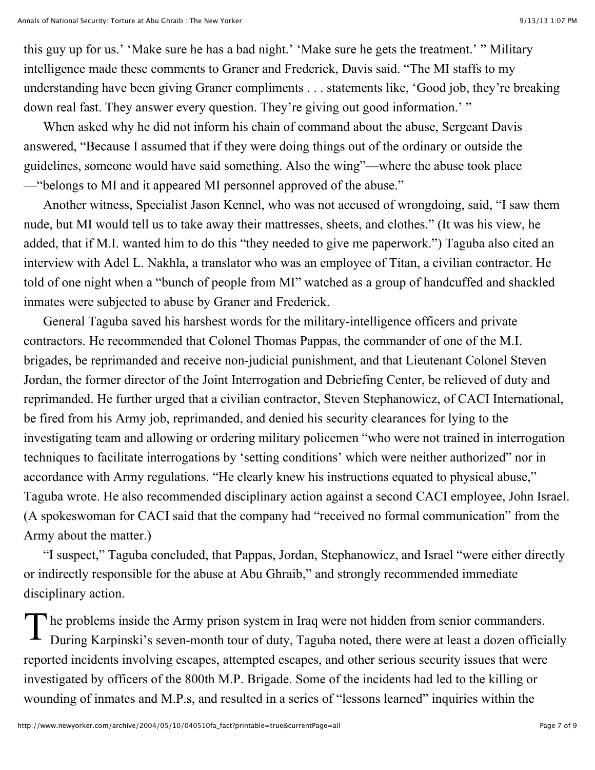this guy up for us.' 'Make sure he has a bad night.' 'Make sure he gets the treatment.' " Military intelligence made these comments to Graner and Frederick, Davis said. "The MI staffs to my understanding have been giving Graner compliments . . . statements like, 'Good job, they're breaking down real fast. They answer every question. They're giving out good information.' "

When asked why he did not inform his chain of command about the abuse, Sergeant Davis answered, "Because I assumed that if they were doing things out of the ordinary or outside the guidelines, someone would have said something. Also the wing"—where the abuse took place —"belongs to MI and it appeared MI personnel approved of the abuse."

Another witness, Specialist Jason Kennel, who was not accused of wrongdoing, said, "I saw them nude, but MI would tell us to take away their mattresses, sheets, and clothes." (It was his view, he added, that if M.I. wanted him to do this "they needed to give me paperwork.") Taguba also cited an interview with Adel L. Nakhla, a translator who was an employee of Titan, a civilian contractor. He told of one night when a "bunch of people from MI" watched as a group of handcuffed and shackled inmates were subjected to abuse by Graner and Frederick.

General Taguba saved his harshest words for the military-intelligence officers and private contractors. He recommended that Colonel Thomas Pappas, the commander of one of the M.I. brigades, be reprimanded and receive non-judicial punishment, and that Lieutenant Colonel Steven Jordan, the former director of the Joint Interrogation and Debriefing Center, be relieved of duty and reprimanded. He further urged that a civilian contractor, Steven Stephanowicz, of CACI International, be fired from his Army job, reprimanded, and denied his security clearances for lying to the investigating team and allowing or ordering military policemen "who were not trained in interrogation techniques to facilitate interrogations by 'setting conditions' which were neither authorized" nor in accordance with Army regulations. "He clearly knew his instructions equated to physical abuse," Taguba wrote. He also recommended disciplinary action against a second CACI employee, John Israel. (A spokeswoman for CACI said that the company had "received no formal communication" from the Army about the matter.)

"I suspect," Taguba concluded, that Pappas, Jordan, Stephanowicz, and Israel "were either directly or indirectly responsible for the abuse at Abu Ghraib," and strongly recommended immediate disciplinary action.

The problems inside the Army prison system in Iraq were not hidden from senior commanders. During Karpinski's seven-month tour of duty, Taguba noted, there were at least a dozen officially reported incidents involving escapes, attempted escapes, and other serious security issues that were investigated by officers of the 800th M.P. Brigade. Some of the incidents had led to the killing or wounding of inmates and M.P.s, and resulted in a series of "lessons learned" inquiries within the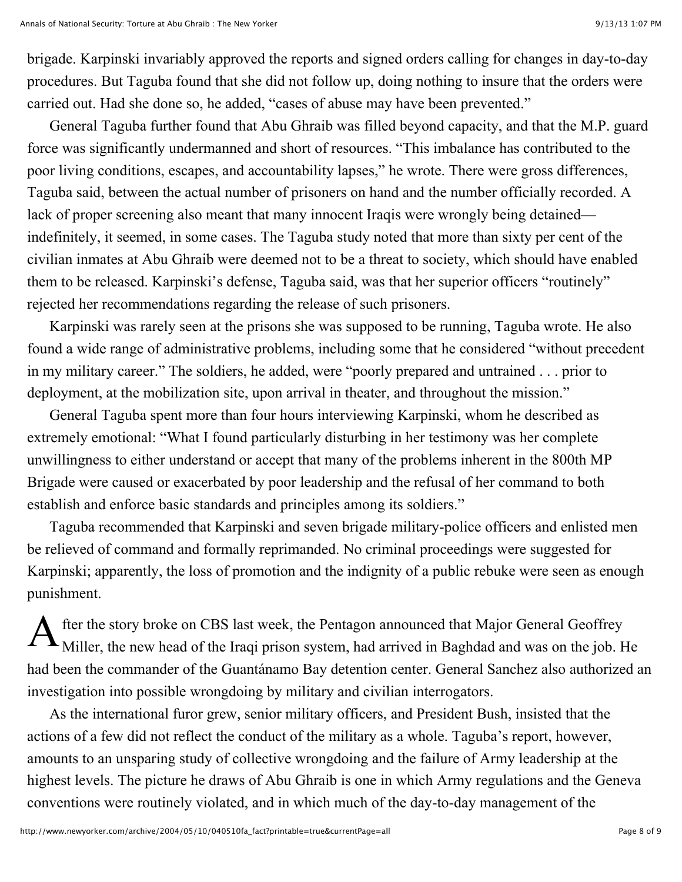brigade. Karpinski invariably approved the reports and signed orders calling for changes in day-to-day procedures. But Taguba found that she did not follow up, doing nothing to insure that the orders were carried out. Had she done so, he added, "cases of abuse may have been prevented."

General Taguba further found that Abu Ghraib was filled beyond capacity, and that the M.P. guard force was significantly undermanned and short of resources. "This imbalance has contributed to the poor living conditions, escapes, and accountability lapses," he wrote. There were gross differences, Taguba said, between the actual number of prisoners on hand and the number officially recorded. A lack of proper screening also meant that many innocent Iraqis were wrongly being detained—indefinitely, it seemed, in some cases. The Taguba study noted that more than sixty per cent of the civilian inmates at Abu Ghraib were deemed not to be a threat to society, which should have enabled them to be released. Karpinski's defense, Taguba said, was that her superior officers "routinely" rejected her recommendations regarding the release of such prisoners.

Karpinski was rarely seen at the prisons she was supposed to be running, Taguba wrote. He also found a wide range of administrative problems, including some that he considered "without precedent in my military career." The soldiers, he added, were "poorly prepared and untrained . . . prior to deployment, at the mobilization site, upon arrival in theater, and throughout the mission."

General Taguba spent more than four hours interviewing Karpinski, whom he described as extremely emotional: "What I found particularly disturbing in her testimony was her complete unwillingness to either understand or accept that many of the problems inherent in the 800th MP Brigade were caused or exacerbated by poor leadership and the refusal of her command to both establish and enforce basic standards and principles among its soldiers."

Taguba recommended that Karpinski and seven brigade military-police officers and enlisted men be relieved of command and formally reprimanded. No criminal proceedings were suggested for Karpinski; apparently, the loss of promotion and the indignity of a public rebuke were seen as enough punishment.

After the story broke on CBS last week, the Pentagon announced that Major General Geoffrey Miller, the new head of the Iraqi prison system, had arrived in Baghdad and was on the job. He had been the commander of the Guantánamo Bay detention center. General Sanchez also authorized an investigation into possible wrongdoing by military and civilian interrogators.

As the international furor grew, senior military officers, and President Bush, insisted that the actions of a few did not reflect the conduct of the military as a whole. Taguba's report, however, amounts to an unsparing study of collective wrongdoing and the failure of Army leadership at the highest levels. The picture he draws of Abu Ghraib is one in which Army regulations and the Geneva conventions were routinely violated, and in which much of the day-to-day management of the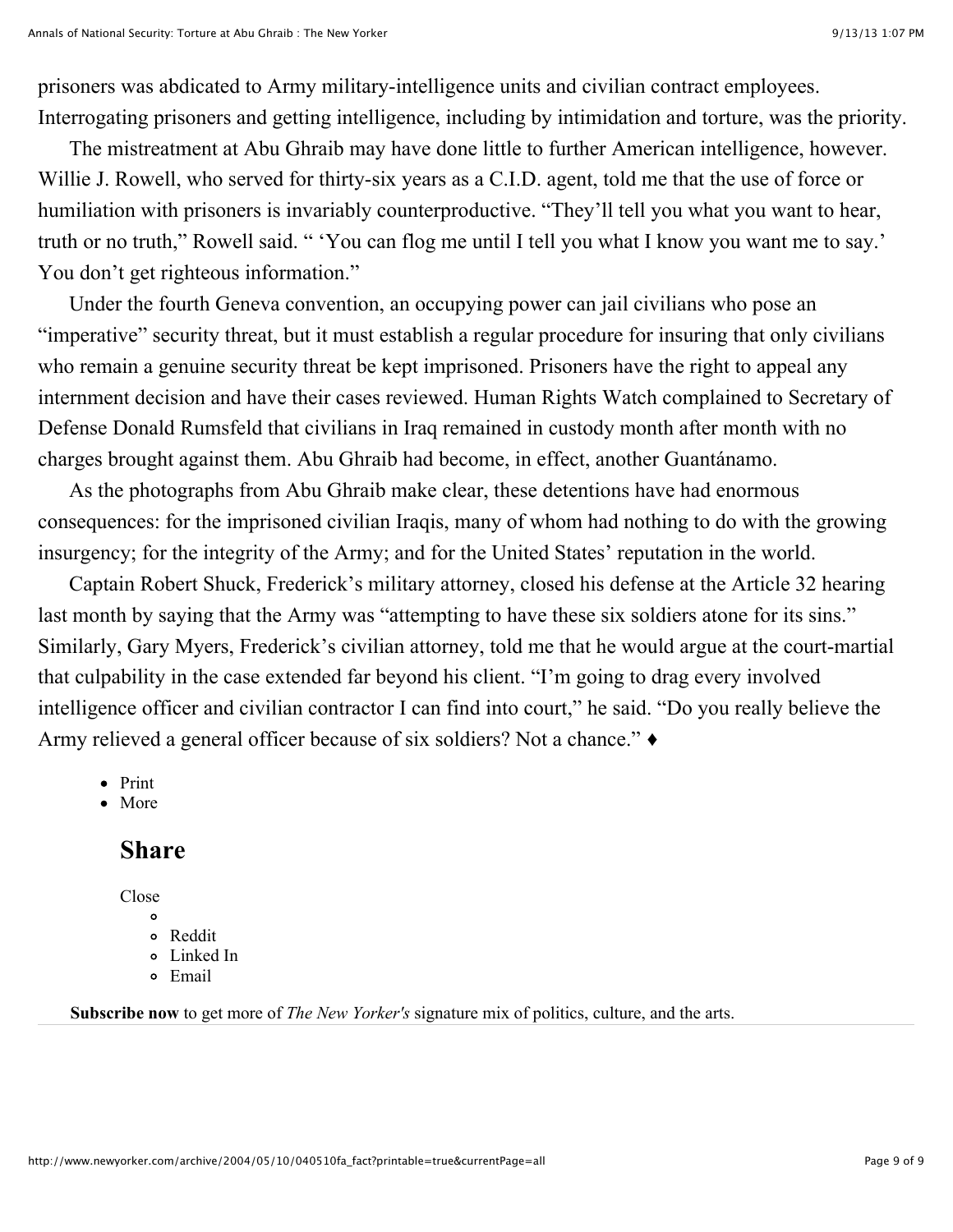prisoners was abdicated to Army military-intelligence units and civilian contract employees. Interrogating prisoners and getting intelligence, including by intimidation and torture, was the priority.

The mistreatment at Abu Ghraib may have done little to further American intelligence, however. Willie J. Rowell, who served for thirty-six years as a C.I.D. agent, told me that the use of force or humiliation with prisoners is invariably counterproductive. "They'll tell you what you want to hear, truth or no truth," Rowell said. " 'You can flog me until I tell you what I know you want me to say.' You don't get righteous information."

Under the fourth Geneva convention, an occupying power can jail civilians who pose an "imperative" security threat, but it must establish a regular procedure for insuring that only civilians who remain a genuine security threat be kept imprisoned. Prisoners have the right to appeal any internment decision and have their cases reviewed. Human Rights Watch complained to Secretary of Defense Donald Rumsfeld that civilians in Iraq remained in custody month after month with no charges brought against them. Abu Ghraib had become, in effect, another Guantánamo.

As the photographs from Abu Ghraib make clear, these detentions have had enormous consequences: for the imprisoned civilian Iraqis, many of whom had nothing to do with the growing insurgency; for the integrity of the Army; and for the United States' reputation in the world.

Captain Robert Shuck, Frederick's military attorney, closed his defense at the Article 32 hearing last month by saying that the Army was "attempting to have these six soldiers atone for its sins." Similarly, Gary Myers, Frederick's civilian attorney, told me that he would argue at the court-martial that culpability in the case extended far beyond his client. "I'm going to drag every involved intelligence officer and civilian contractor I can find into court," he said. "Do you really believe the Army relieved a general officer because of six soldiers? Not a chance." ♦

- Print
- More

## Share

Close

- 
- Reddit
- Linked In
- Email

**Subscribe now** to get more of *The New Yorker's* signature mix of politics, culture, and the arts.